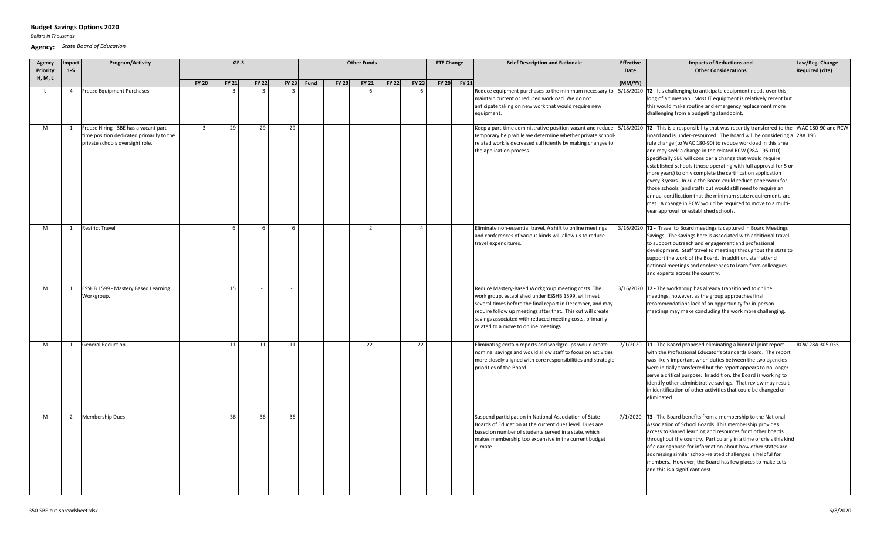**Budget Savings Options 2020**

*Dollars in Thousands*

**Agency:** *State Board of Education*

| Agency Priority H, M, L | Impact 1-5 | Program/Activity | GF-S | | | | Other Funds | | | | | FTE Change | | Brief Description and Rationale | Effective Date | Impacts of Reductions and Other Considerations | Law/Reg. Change Required (cite) |
|---|---|---|---|---|---|---|---|---|---|---|---|---|---|---|---|---|---|
| | | | FY 20 | FY 21 | FY 22 | FY 23 | Fund | FY 20 | FY 21 | FY 22 | FY 23 | FY 20 | FY 21 | | (MM/YY) | | |
| L | 4 | Freeze Equipment Purchases | | 3 | 3 | 3 | | | 6 | | 6 | | | Reduce equipment purchases to the minimum necessary to maintain current or reduced workload. We do not anticipate taking on new work that would require new equipment. | 5/18/2020 | **T2 -** It's challenging to anticipate equipment needs over this long of a timespan. Most IT equipment is relatively recent but this would make routine and emergency replacement more challenging from a budgeting standpoint. | |
| M | 1 | Freeze Hiring - SBE has a vacant part-time position dedicated primarily to the private schools oversight role. | 3 | 29 | 29 | 29 | | | | | | | | Keep a part-time administrative position vacant and reduce temporary help while we determine whether private school-related work is decreased sufficiently by making changes to the application process. | 5/18/2020 | **T2 -** This is a responsibility that was recently transferred to the Board and is under-resourced. The Board will be considering a rule change (to WAC 180-90) to reduce workload in this area and may seek a change in the related RCW (28A.195.010). Specifically SBE will consider a change that would require established schools (those operating with full approval for 5 or more years) to only complete the certification application every 3 years. In rule the Board could reduce paperwork for those schools (and staff) but would still need to require an annual certification that the minimum state requirements are met. A change in RCW would be required to move to a multi-year approval for established schools. | WAC 180-90 and RCW 28A.195 |
| M | 1 | Restrict Travel | | 6 | 6 | 6 | | | 2 | | 4 | | | Eliminate non-essential travel. A shift to online meetings and conferences of various kinds will allow us to reduce travel expenditures. | 3/16/2020 | **T2 -** Travel to Board meetings is captured in Board Meetings Savings. The savings here is associated with additional travel to support outreach and engagement and professional development. Staff travel to meetings throughout the state to support the work of the Board. In addition, staff attend national meetings and conferences to learn from colleagues and experts across the country. | |
| M | 1 | ESSHB 1599 - Mastery Based Learning Workgroup. | | 15 | - | - | | | | | | | | Reduce Mastery-Based Workgroup meeting costs. The work group, established under ESSHB 1599, will meet several times before the final report in December, and may require follow up meetings after that. This cut will create savings associated with reduced meeting costs, primarily related to a move to online meetings. | 3/16/2020 | **T2 -** The workgroup has already transitioned to online meetings, however, as the group approaches final recommendations lack of an opportunity for in-person meetings may make concluding the work more challenging. | |
| M | 1 | General Reduction | | 11 | 11 | 11 | | | 22 | | 22 | | | Eliminating certain reports and workgroups would create nominal savings and would allow staff to focus on activities more closely aligned with core responsibilities and strategic priorities of the Board. | 7/1/2020 | **T1 -** The Board proposed eliminating a biennial joint report with the Professional Educator's Standards Board. The report was likely important when duties between the two agencies were initially transferred but the report appears to no longer serve a critical purpose. In addition, the Board is working to identify other administrative savings. That review may result in identification of other activities that could be changed or eliminated. | RCW 28A.305.035 |
| M | 2 | Membership Dues | | 36 | 36 | 36 | | | | | | | | Suspend participation in National Association of State Boards of Education at the current dues level. Dues are based on number of students served in a state, which makes membership too expensive in the current budget climate. | 7/1/2020 | **T3 -** The Board benefits from a membership to the National Association of School Boards. This membership provides access to shared learning and resources from other boards throughout the country. Particularly in a time of crisis this kind of clearinghouse for information about how other states are addressing similar school-related challenges is helpful for members. However, the Board has few places to make cuts and this is a significant cost. | |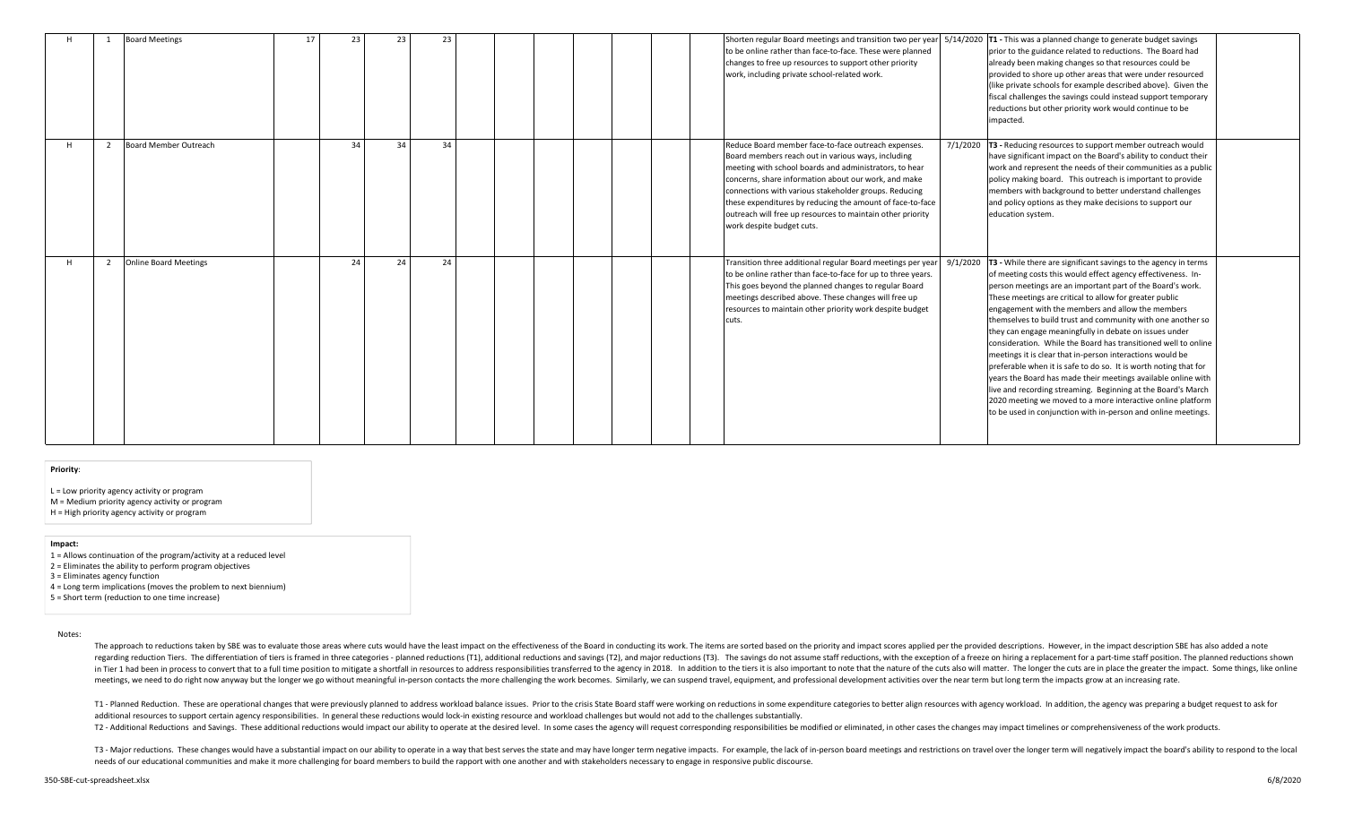| | | | | | | | | | | | | | | | | |
|---|---|---|---|---|---|---|---|---|---|---|---|---|---|---|---|---|
| H | 1 | Board Meetings | 17 | 23 | 23 | 23 | | | | | | | Shorten regular Board meetings and transition two per year to be online rather than face-to-face. These were planned changes to free up resources to support other priority work, including private school-related work. | 5/14/2020 | **T1 -** This was a planned change to generate budget savings prior to the guidance related to reductions. The Board had already been making changes so that resources could be provided to shore up other areas that were under resourced (like private schools for example described above). Given the fiscal challenges the savings could instead support temporary reductions but other priority work would continue to be impacted. | |
| H | 2 | Board Member Outreach | | 34 | 34 | 34 | | | | | | | Reduce Board member face-to-face outreach expenses. Board members reach out in various ways, including meeting with school boards and administrators, to hear concerns, share information about our work, and make connections with various stakeholder groups. Reducing these expenditures by reducing the amount of face-to-face outreach will free up resources to maintain other priority work despite budget cuts. | 7/1/2020 | **T3 -** Reducing resources to support member outreach would have significant impact on the Board's ability to conduct their work and represent the needs of their communities as a public policy making board. This outreach is important to provide members with background to better understand challenges and policy options as they make decisions to support our education system. | |
| H | 2 | Online Board Meetings | | 24 | 24 | 24 | | | | | | | Transition three additional regular Board meetings per year to be online rather than face-to-face for up to three years. This goes beyond the planned changes to regular Board meetings described above. These changes will free up resources to maintain other priority work despite budget cuts. | 9/1/2020 | **T3 -** While there are significant savings to the agency in terms of meeting costs this would effect agency effectiveness. In-person meetings are an important part of the Board's work. These meetings are critical to allow for greater public engagement with the members and allow the members themselves to build trust and community with one another so they can engage meaningfully in debate on issues under consideration. While the Board has transitioned well to online meetings it is clear that in-person interactions would be preferable when it is safe to do so. It is worth noting that for years the Board has made their meetings available online with live and recording streaming. Beginning at the Board's March 2020 meeting we moved to a more interactive online platform to be used in conjunction with in-person and online meetings. | |

**Priority**:

L = Low priority agency activity or program
M = Medium priority agency activity or program
H = High priority agency activity or program

**Impact:**

1 = Allows continuation of the program/activity at a reduced level
2 = Eliminates the ability to perform program objectives
3 = Eliminates agency function
4 = Long term implications (moves the problem to next biennium)
5 = Short term (reduction to one time increase)

Notes:

The approach to reductions taken by SBE was to evaluate those areas where cuts would have the least impact on the effectiveness of the Board in conducting its work. The items are sorted based on the priority and impact scores applied per the provided descriptions. However, in the impact description SBE has also added a note regarding reduction Tiers. The differentiation of tiers is framed in three categories - planned reductions (T1), additional reductions and savings (T2), and major reductions (T3). The savings do not assume staff reductions, with the exception of a freeze on hiring a replacement for a part-time staff position. The planned reductions shown in Tier 1 had been in process to convert that to a full time position to mitigate a shortfall in resources to address responsibilities transferred to the agency in 2018. In addition to the tiers it is also important to note that the nature of the cuts also will matter. The longer the cuts are in place the greater the impact. Some things, like online meetings, we need to do right now anyway but the longer we go without meaningful in-person contacts the more challenging the work becomes. Similarly, we can suspend travel, equipment, and professional development activities over the near term but long term the impacts grow at an increasing rate.

T1 - Planned Reduction. These are operational changes that were previously planned to address workload balance issues. Prior to the crisis State Board staff were working on reductions in some expenditure categories to better align resources with agency workload. In addition, the agency was preparing a budget request to ask for additional resources to support certain agency responsibilities. In general these reductions would lock-in existing resource and workload challenges but would not add to the challenges substantially.

T2 - Additional Reductions and Savings. These additional reductions would impact our ability to operate at the desired level. In some cases the agency will request corresponding responsibilities be modified or eliminated, in other cases the changes may impact timelines or comprehensiveness of the work products.

T3 - Major reductions. These changes would have a substantial impact on our ability to operate in a way that best serves the state and may have longer term negative impacts. For example, the lack of in-person board meetings and restrictions on travel over the longer term will negatively impact the board's ability to respond to the local needs of our educational communities and make it more challenging for board members to build the rapport with one another and with stakeholders necessary to engage in responsive public discourse.